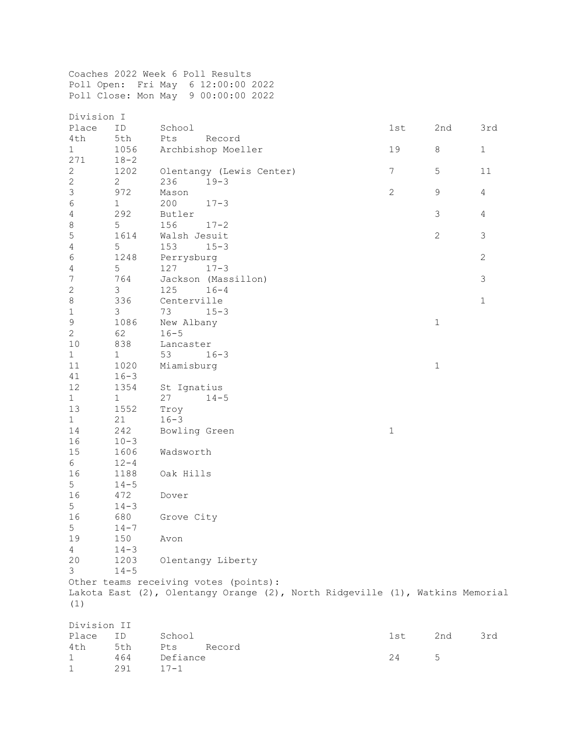Coaches 2022 Week 6 Poll Results
Poll Open: Fri May 6 12:00:00 2022
Poll Close: Mon May 9 00:00:00 2022

## Division I

| Place | ID | School | 1st | 2nd | 3rd | 4th | 5th | Pts | Record |
|---|---|---|---|---|---|---|---|---|---|
| 1 | 1056 | Archbishop Moeller | 19 | 8 | 1 | | | 271 | 18-2 |
| 2 | 1202 | Olentangy (Lewis Center) | 7 | 5 | 11 | 2 | 2 | 236 | 19-3 |
| 3 | 972 | Mason | 2 | 9 | 4 | 6 | 1 | 200 | 17-3 |
| 4 | 292 | Butler | | 3 | 4 | 8 | 5 | 156 | 17-2 |
| 5 | 1614 | Walsh Jesuit | | 2 | 3 | 4 | 5 | 153 | 15-3 |
| 6 | 1248 | Perrysburg | | | 2 | 4 | 5 | 127 | 17-3 |
| 7 | 764 | Jackson (Massillon) | | | 3 | 2 | 3 | 125 | 16-4 |
| 8 | 336 | Centerville | | | 1 | 1 | 3 | 73 | 15-3 |
| 9 | 1086 | New Albany | | 1 | | 2 | | 62 | 16-5 |
| 10 | 838 | Lancaster | | | | 1 | 1 | 53 | 16-3 |
| 11 | 1020 | Miamisburg | | 1 | | | | 41 | 16-3 |
| 12 | 1354 | St Ignatius | | | | 1 | 1 | 27 | 14-5 |
| 13 | 1552 | Troy | | | | 1 | | 21 | 16-3 |
| 14 | 242 | Bowling Green | 1 | | | | | 16 | 10-3 |
| 15 | 1606 | Wadsworth | | | | | | 6 | 12-4 |
| 16 | 1188 | Oak Hills | | | | | | 5 | 14-5 |
| 16 | 472 | Dover | | | | | | 5 | 14-3 |
| 16 | 680 | Grove City | | | | | | 5 | 14-7 |
| 19 | 150 | Avon | | | | | | 4 | 14-3 |
| 20 | 1203 | Olentangy Liberty | | | | | | 3 | 14-5 |

Other teams receiving votes (points):
Lakota East (2), Olentangy Orange (2), North Ridgeville (1), Watkins Memorial (1)

## Division II

| Place | ID | School | 1st | 2nd | 3rd | 4th | 5th | Pts | Record |
|---|---|---|---|---|---|---|---|---|---|
| 1 | 464 | Defiance | 24 | 5 | | 1 | | 291 | 17-1 |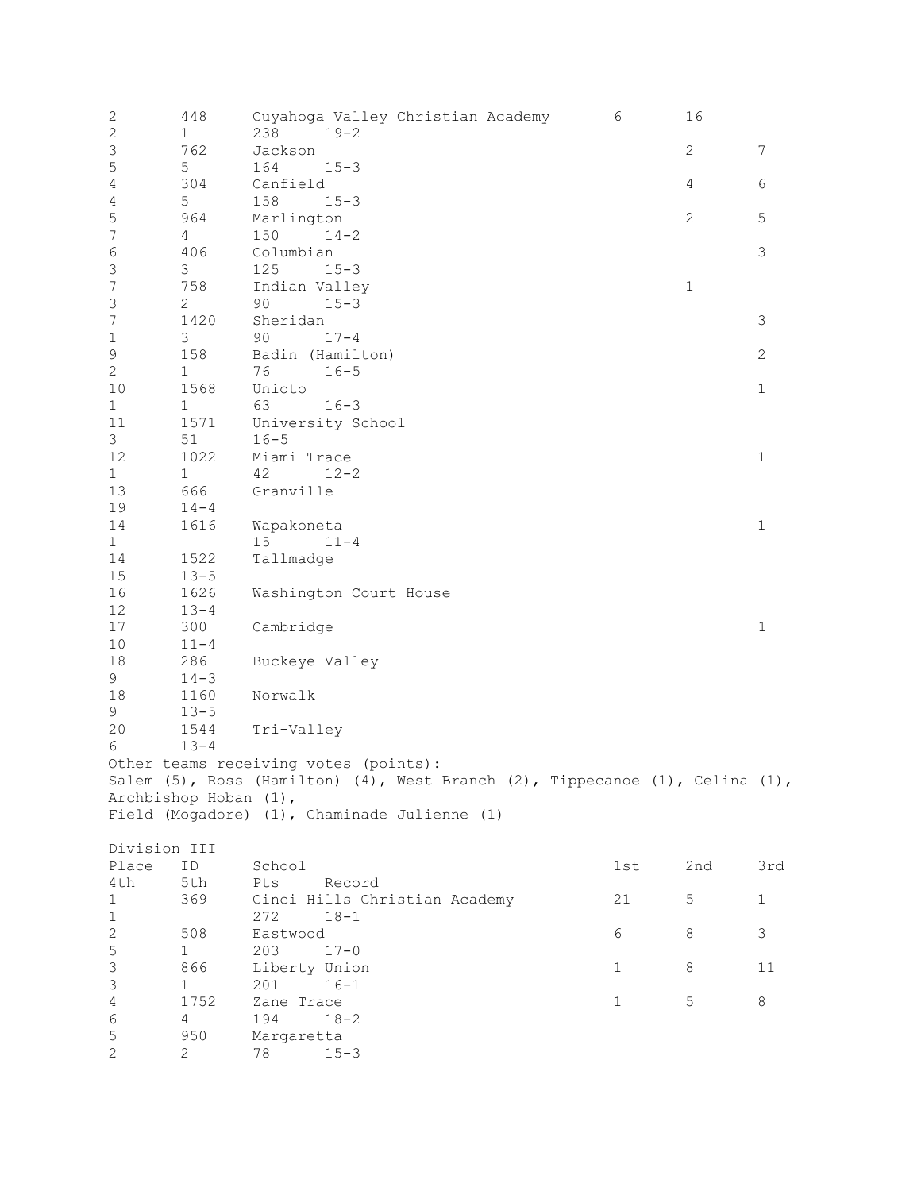| Place | ID | School | 1st | 2nd | 3rd | 4th | 5th | Pts | Record |
|---|---|---|---|---|---|---|---|---|---|
| 2 | 448 | Cuyahoga Valley Christian Academy | 6 | 16 | | 2 | 1 | 238 | 19-2 |
| 3 | 762 | Jackson | | 2 | 7 | 5 | 5 | 164 | 15-3 |
| 4 | 304 | Canfield | | 4 | 6 | 4 | 5 | 158 | 15-3 |
| 5 | 964 | Marlington | | 2 | 5 | 7 | 4 | 150 | 14-2 |
| 6 | 406 | Columbian | | | 3 | 3 | 3 | 125 | 15-3 |
| 7 | 758 | Indian Valley | | 1 | | 3 | 2 | 90 | 15-3 |
| 7 | 1420 | Sheridan | | | 3 | 1 | 3 | 90 | 17-4 |
| 9 | 158 | Badin (Hamilton) | | | 2 | 2 | 1 | 76 | 16-5 |
| 10 | 1568 | Unioto | | | 1 | 1 | 1 | 63 | 16-3 |
| 11 | 1571 | University School | | | | 3 | | 51 | 16-5 |
| 12 | 1022 | Miami Trace | | | 1 | 1 | 1 | 42 | 12-2 |
| 13 | 666 | Granville | | | | | | 19 | 14-4 |
| 14 | 1616 | Wapakoneta | | | 1 | 1 | | 15 | 11-4 |
| 14 | 1522 | Tallmadge | | | | | | 15 | 13-5 |
| 16 | 1626 | Washington Court House | | | | | | 12 | 13-4 |
| 17 | 300 | Cambridge | | | 1 | | | 10 | 11-4 |
| 18 | 286 | Buckeye Valley | | | | | | 9 | 14-3 |
| 18 | 1160 | Norwalk | | | | | | 9 | 13-5 |
| 20 | 1544 | Tri-Valley | | | | | | 6 | 13-4 |

Other teams receiving votes (points):
Salem (5), Ross (Hamilton) (4), West Branch (2), Tippecanoe (1), Celina (1), Archbishop Hoban (1),
Field (Mogadore) (1), Chaminade Julienne (1)

Division III

| Place | ID | School | 1st | 2nd | 3rd | 4th | 5th | Pts | Record |
|---|---|---|---|---|---|---|---|---|---|
| 1 | 369 | Cinci Hills Christian Academy | 21 | 5 | 1 | 1 | | 272 | 18-1 |
| 2 | 508 | Eastwood | 6 | 8 | 3 | 5 | 1 | 203 | 17-0 |
| 3 | 866 | Liberty Union | 1 | 8 | 11 | 3 | 1 | 201 | 16-1 |
| 4 | 1752 | Zane Trace | 1 | 5 | 8 | 6 | 4 | 194 | 18-2 |
| 5 | 950 | Margaretta | | | | 2 | 2 | 78 | 15-3 |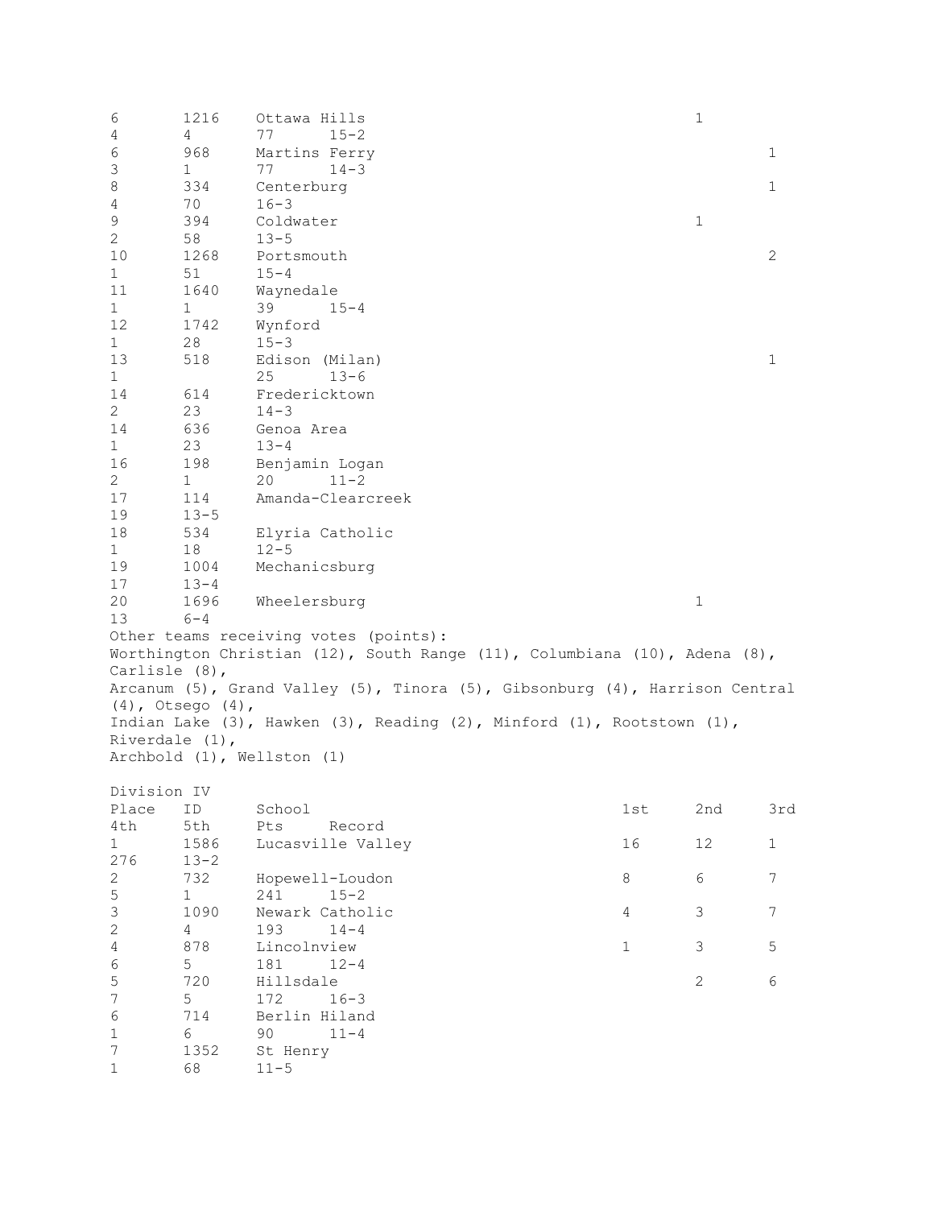| Place | ID | School | 1st | 2nd | 3rd | 4th | 5th | Pts | Record |
|---|---|---|---|---|---|---|---|---|---|
| 6 | 1216 | Ottawa Hills | | 1 | | 4 | 4 | 77 | 15-2 |
| 6 | 968 | Martins Ferry | | | 1 | 3 | 1 | 77 | 14-3 |
| 8 | 334 | Centerburg | | | 1 | 4 | | 70 | 16-3 |
| 9 | 394 | Coldwater | | 1 | | 2 | | 58 | 13-5 |
| 10 | 1268 | Portsmouth | | | 2 | 1 | | 51 | 15-4 |
| 11 | 1640 | Waynedale | | | | 1 | 1 | 39 | 15-4 |
| 12 | 1742 | Wynford | | | | 1 | | 28 | 15-3 |
| 13 | 518 | Edison (Milan) | | | 1 | 1 | | 25 | 13-6 |
| 14 | 614 | Fredericktown | | | | 2 | | 23 | 14-3 |
| 14 | 636 | Genoa Area | | | | 1 | | 23 | 13-4 |
| 16 | 198 | Benjamin Logan | | | | 2 | 1 | 20 | 11-2 |
| 17 | 114 | Amanda-Clearcreek | | | | | | 19 | 13-5 |
| 18 | 534 | Elyria Catholic | | | | 1 | | 18 | 12-5 |
| 19 | 1004 | Mechanicsburg | | | | | | 17 | 13-4 |
| 20 | 1696 | Wheelersburg | | 1 | | | | 13 | 6-4 |

Other teams receiving votes (points):
Worthington Christian (12), South Range (11), Columbiana (10), Adena (8), Carlisle (8),
Arcanum (5), Grand Valley (5), Tinora (5), Gibsonburg (4), Harrison Central (4), Otsego (4),
Indian Lake (3), Hawken (3), Reading (2), Minford (1), Rootstown (1), Riverdale (1),
Archbold (1), Wellston (1)

Division IV

| Place | ID | School | 1st | 2nd | 3rd | 4th | 5th | Pts | Record |
|---|---|---|---|---|---|---|---|---|---|
| 1 | 1586 | Lucasville Valley | 16 | 12 | 1 | | | 276 | 13-2 |
| 2 | 732 | Hopewell-Loudon | 8 | 6 | 7 | 5 | 1 | 241 | 15-2 |
| 3 | 1090 | Newark Catholic | 4 | 3 | 7 | 2 | 4 | 193 | 14-4 |
| 4 | 878 | Lincolnview | 1 | 3 | 5 | 6 | 5 | 181 | 12-4 |
| 5 | 720 | Hillsdale | | 2 | 6 | 7 | 5 | 172 | 16-3 |
| 6 | 714 | Berlin Hiland | | | | 1 | 6 | 90 | 11-4 |
| 7 | 1352 | St Henry | | | | 1 | | 68 | 11-5 |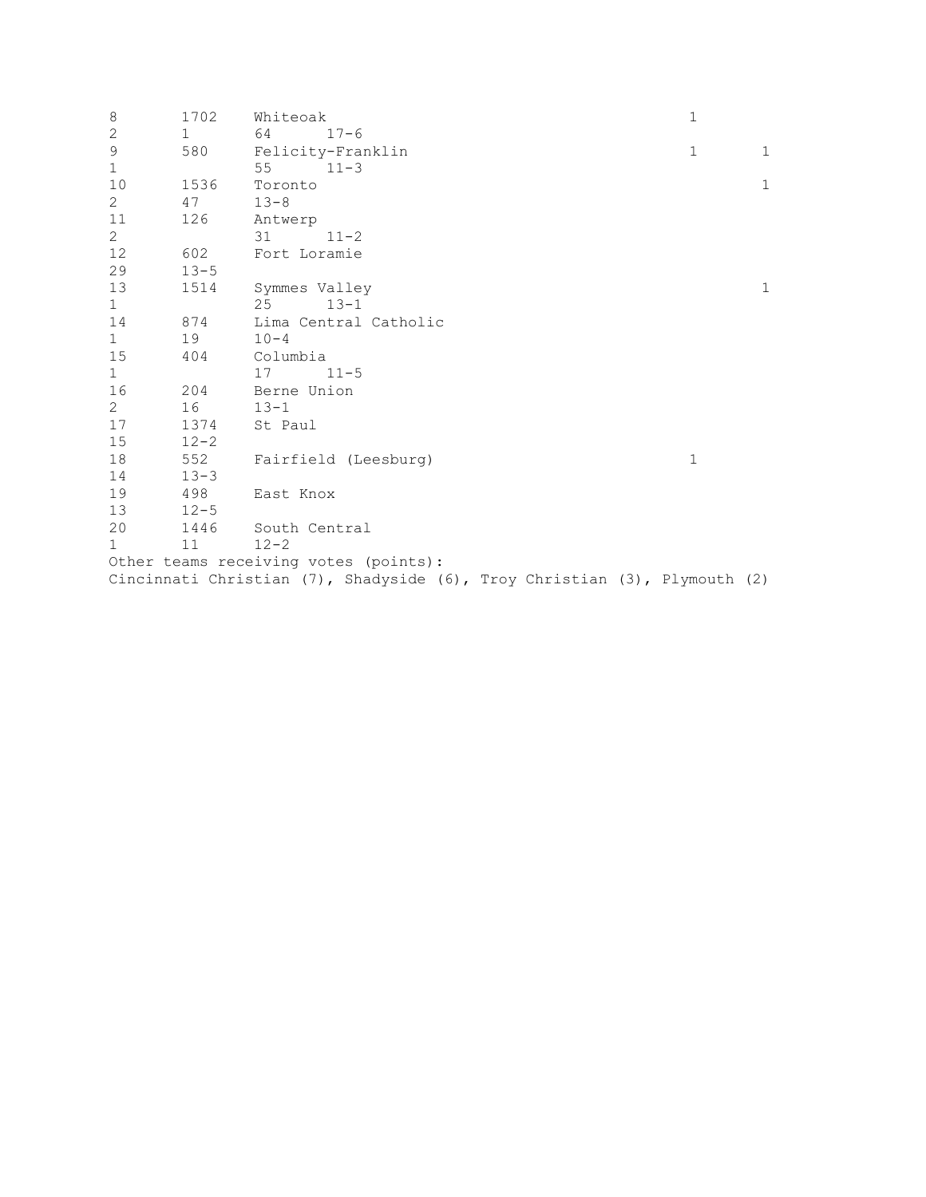| | | | | | |
|---|---|---|---|---|---|
| 8 | 1702 | Whiteoak | | 1 | |
| 2 | 1 | 64 | 17-6 | | |
| 9 | 580 | Felicity-Franklin | | 1 | 1 |
| 1 | | 55 | 11-3 | | |
| 10 | 1536 | Toronto | | | 1 |
| 2 | 47 | 13-8 | | | |
| 11 | 126 | Antwerp | | | |
| 2 | | 31 | 11-2 | | |
| 12 | 602 | Fort Loramie | | | |
| 29 | 13-5 | | | | |
| 13 | 1514 | Symmes Valley | | | 1 |
| 1 | | 25 | 13-1 | | |
| 14 | 874 | Lima Central Catholic | | | |
| 1 | 19 | 10-4 | | | |
| 15 | 404 | Columbia | | | |
| 1 | | 17 | 11-5 | | |
| 16 | 204 | Berne Union | | | |
| 2 | 16 | 13-1 | | | |
| 17 | 1374 | St Paul | | | |
| 15 | 12-2 | | | | |
| 18 | 552 | Fairfield (Leesburg) | | 1 | |
| 14 | 13-3 | | | | |
| 19 | 498 | East Knox | | | |
| 13 | 12-5 | | | | |
| 20 | 1446 | South Central | | | |
| 1 | 11 | 12-2 | | | |

Other teams receiving votes (points):
Cincinnati Christian (7), Shadyside (6), Troy Christian (3), Plymouth (2)